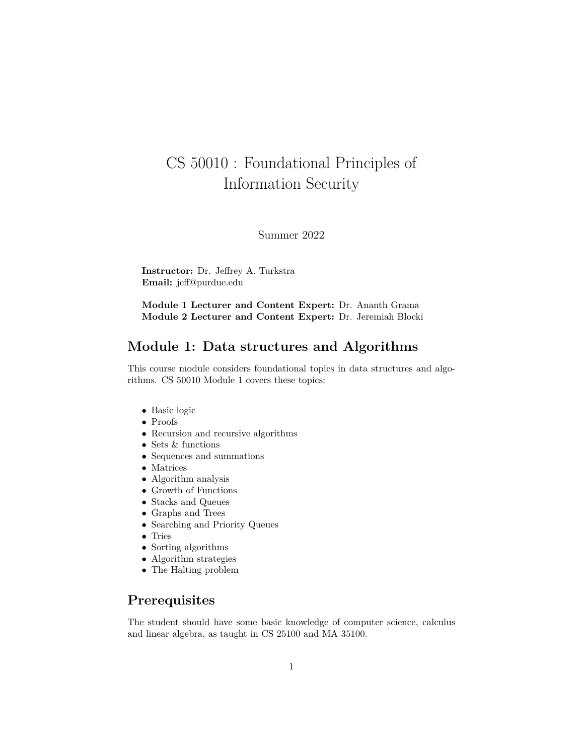# CS 50010 : Foundational Principles of Information Security

Summer 2022

**Instructor:** Dr. Jeffrey A. Turkstra
**Email:** jeff@purdue.edu

**Module 1 Lecturer and Content Expert:** Dr. Ananth Grama
**Module 2 Lecturer and Content Expert:** Dr. Jeremiah Blocki

## Module 1: Data structures and Algorithms

This course module considers foundational topics in data structures and algorithms. CS 50010 Module 1 covers these topics:

- Basic logic
- Proofs
- Recursion and recursive algorithms
- Sets & functions
- Sequences and summations
- Matrices
- Algorithm analysis
- Growth of Functions
- Stacks and Queues
- Graphs and Trees
- Searching and Priority Queues
- Tries
- Sorting algorithms
- Algorithm strategies
- The Halting problem

## Prerequisites

The student should have some basic knowledge of computer science, calculus and linear algebra, as taught in CS 25100 and MA 35100.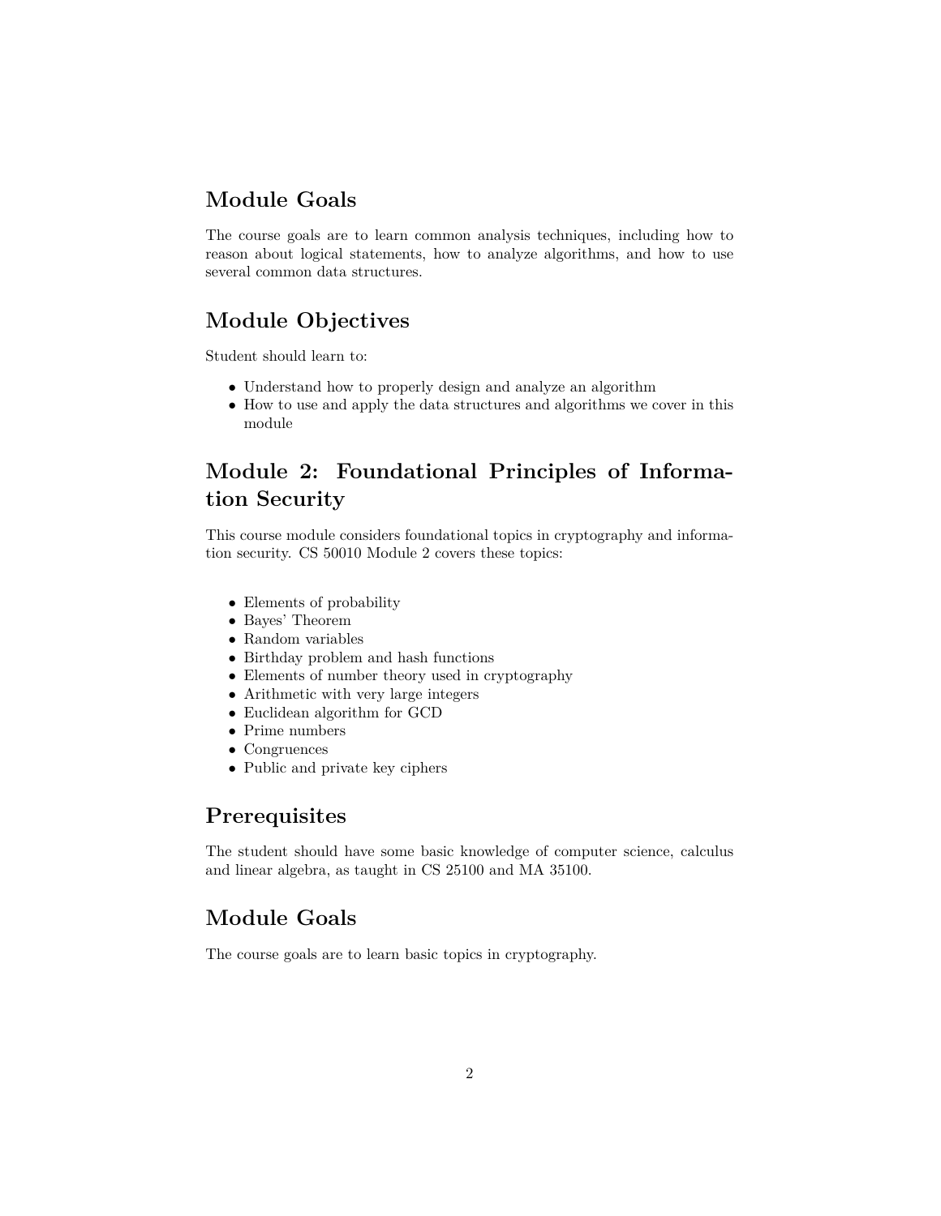## Module Goals

The course goals are to learn common analysis techniques, including how to reason about logical statements, how to analyze algorithms, and how to use several common data structures.

## Module Objectives

Student should learn to:

- Understand how to properly design and analyze an algorithm
- How to use and apply the data structures and algorithms we cover in this module

## Module 2: Foundational Principles of Information Security

This course module considers foundational topics in cryptography and information security. CS 50010 Module 2 covers these topics:

- Elements of probability
- Bayes' Theorem
- Random variables
- Birthday problem and hash functions
- Elements of number theory used in cryptography
- Arithmetic with very large integers
- Euclidean algorithm for GCD
- Prime numbers
- Congruences
- Public and private key ciphers

## Prerequisites

The student should have some basic knowledge of computer science, calculus and linear algebra, as taught in CS 25100 and MA 35100.

## Module Goals

The course goals are to learn basic topics in cryptography.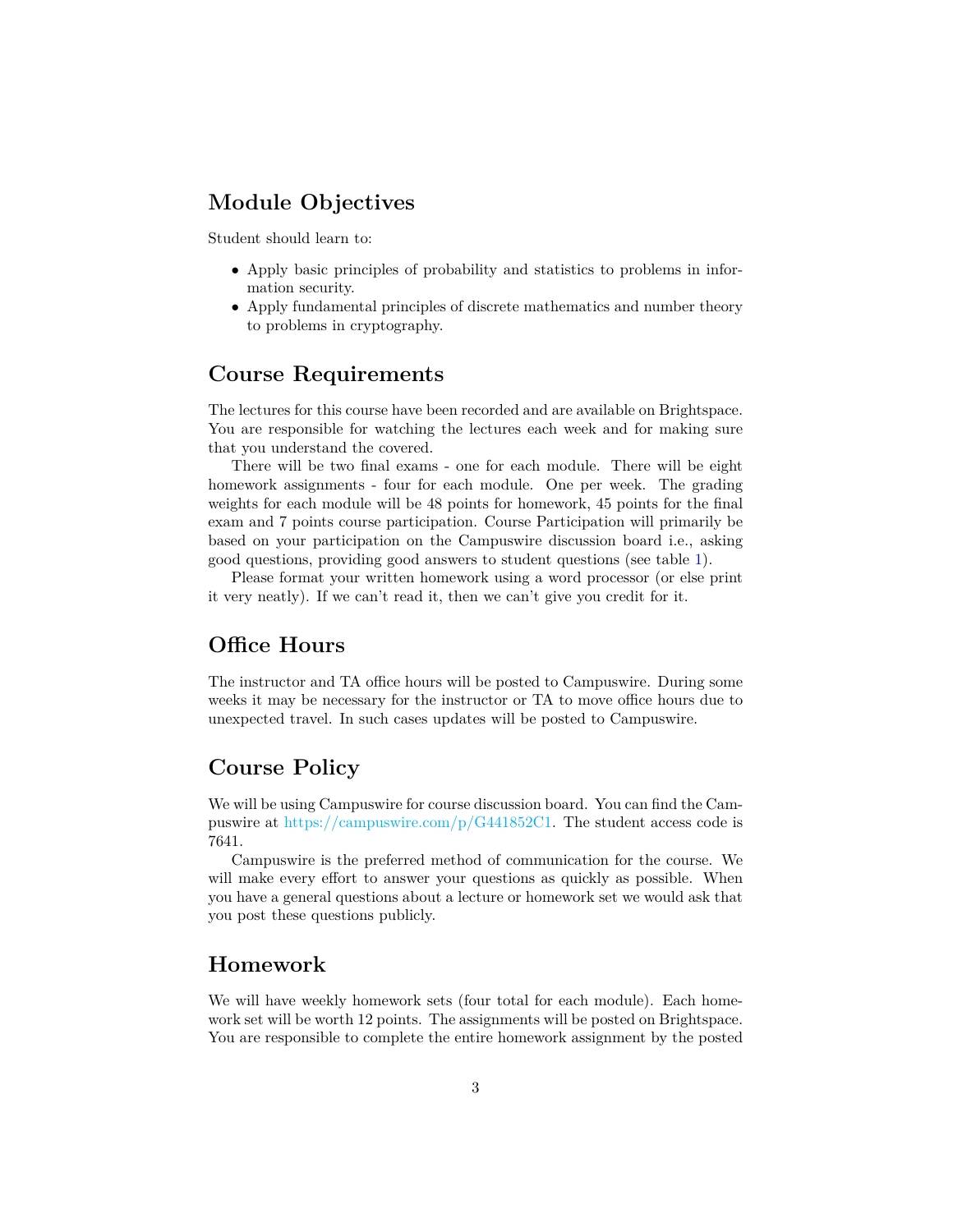## Module Objectives

Student should learn to:

- Apply basic principles of probability and statistics to problems in information security.
- Apply fundamental principles of discrete mathematics and number theory to problems in cryptography.

## Course Requirements

The lectures for this course have been recorded and are available on Brightspace. You are responsible for watching the lectures each week and for making sure that you understand the covered.

There will be two final exams - one for each module. There will be eight homework assignments - four for each module. One per week. The grading weights for each module will be 48 points for homework, 45 points for the final exam and 7 points course participation. Course Participation will primarily be based on your participation on the Campuswire discussion board i.e., asking good questions, providing good answers to student questions (see table 1).

Please format your written homework using a word processor (or else print it very neatly). If we can't read it, then we can't give you credit for it.

## Office Hours

The instructor and TA office hours will be posted to Campuswire. During some weeks it may be necessary for the instructor or TA to move office hours due to unexpected travel. In such cases updates will be posted to Campuswire.

## Course Policy

We will be using Campuswire for course discussion board. You can find the Campuswire at https://campuswire.com/p/G441852C1. The student access code is 7641.

Campuswire is the preferred method of communication for the course. We will make every effort to answer your questions as quickly as possible. When you have a general questions about a lecture or homework set we would ask that you post these questions publicly.

## Homework

We will have weekly homework sets (four total for each module). Each homework set will be worth 12 points. The assignments will be posted on Brightspace. You are responsible to complete the entire homework assignment by the posted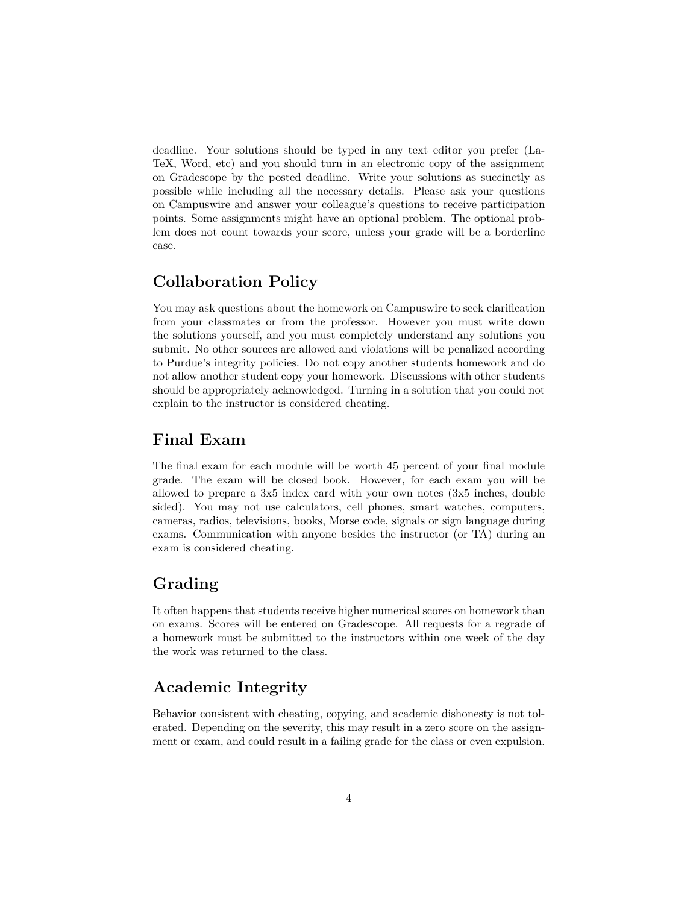deadline. Your solutions should be typed in any text editor you prefer (LaTeX, Word, etc) and you should turn in an electronic copy of the assignment on Gradescope by the posted deadline. Write your solutions as succinctly as possible while including all the necessary details. Please ask your questions on Campuswire and answer your colleague's questions to receive participation points. Some assignments might have an optional problem. The optional problem does not count towards your score, unless your grade will be a borderline case.

## Collaboration Policy

You may ask questions about the homework on Campuswire to seek clarification from your classmates or from the professor. However you must write down the solutions yourself, and you must completely understand any solutions you submit. No other sources are allowed and violations will be penalized according to Purdue's integrity policies. Do not copy another students homework and do not allow another student copy your homework. Discussions with other students should be appropriately acknowledged. Turning in a solution that you could not explain to the instructor is considered cheating.

## Final Exam

The final exam for each module will be worth 45 percent of your final module grade. The exam will be closed book. However, for each exam you will be allowed to prepare a 3x5 index card with your own notes (3x5 inches, double sided). You may not use calculators, cell phones, smart watches, computers, cameras, radios, televisions, books, Morse code, signals or sign language during exams. Communication with anyone besides the instructor (or TA) during an exam is considered cheating.

## Grading

It often happens that students receive higher numerical scores on homework than on exams. Scores will be entered on Gradescope. All requests for a regrade of a homework must be submitted to the instructors within one week of the day the work was returned to the class.

## Academic Integrity

Behavior consistent with cheating, copying, and academic dishonesty is not tolerated. Depending on the severity, this may result in a zero score on the assignment or exam, and could result in a failing grade for the class or even expulsion.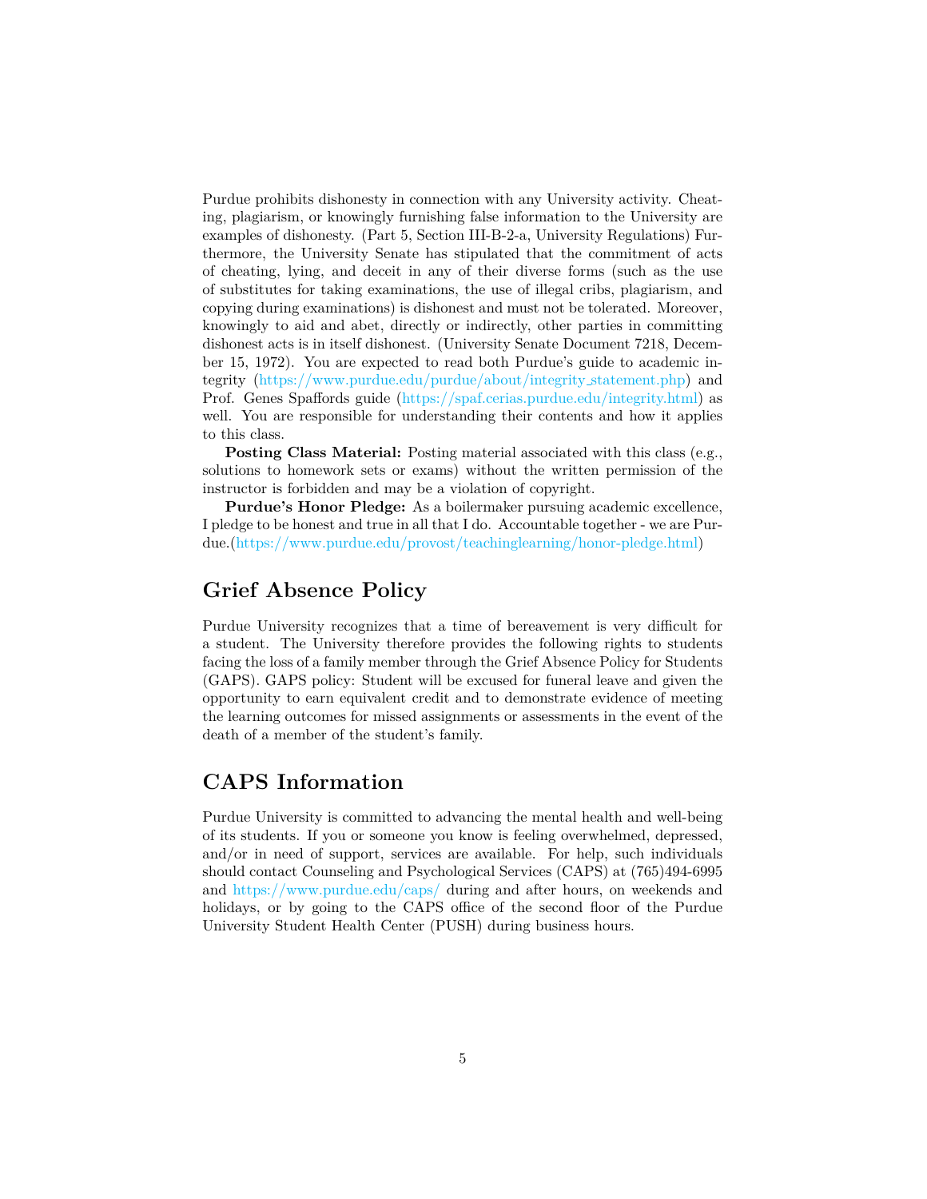Purdue prohibits dishonesty in connection with any University activity. Cheating, plagiarism, or knowingly furnishing false information to the University are examples of dishonesty. (Part 5, Section III-B-2-a, University Regulations) Furthermore, the University Senate has stipulated that the commitment of acts of cheating, lying, and deceit in any of their diverse forms (such as the use of substitutes for taking examinations, the use of illegal cribs, plagiarism, and copying during examinations) is dishonest and must not be tolerated. Moreover, knowingly to aid and abet, directly or indirectly, other parties in committing dishonest acts is in itself dishonest. (University Senate Document 7218, December 15, 1972). You are expected to read both Purdue's guide to academic integrity (https://www.purdue.edu/purdue/about/integrity_statement.php) and Prof. Genes Spaffords guide (https://spaf.cerias.purdue.edu/integrity.html) as well. You are responsible for understanding their contents and how it applies to this class.

**Posting Class Material:** Posting material associated with this class (e.g., solutions to homework sets or exams) without the written permission of the instructor is forbidden and may be a violation of copyright.

**Purdue's Honor Pledge:** As a boilermaker pursuing academic excellence, I pledge to be honest and true in all that I do. Accountable together - we are Purdue.(https://www.purdue.edu/provost/teachinglearning/honor-pledge.html)

## Grief Absence Policy

Purdue University recognizes that a time of bereavement is very difficult for a student. The University therefore provides the following rights to students facing the loss of a family member through the Grief Absence Policy for Students (GAPS). GAPS policy: Student will be excused for funeral leave and given the opportunity to earn equivalent credit and to demonstrate evidence of meeting the learning outcomes for missed assignments or assessments in the event of the death of a member of the student's family.

## CAPS Information

Purdue University is committed to advancing the mental health and well-being of its students. If you or someone you know is feeling overwhelmed, depressed, and/or in need of support, services are available. For help, such individuals should contact Counseling and Psychological Services (CAPS) at (765)494-6995 and https://www.purdue.edu/caps/ during and after hours, on weekends and holidays, or by going to the CAPS office of the second floor of the Purdue University Student Health Center (PUSH) during business hours.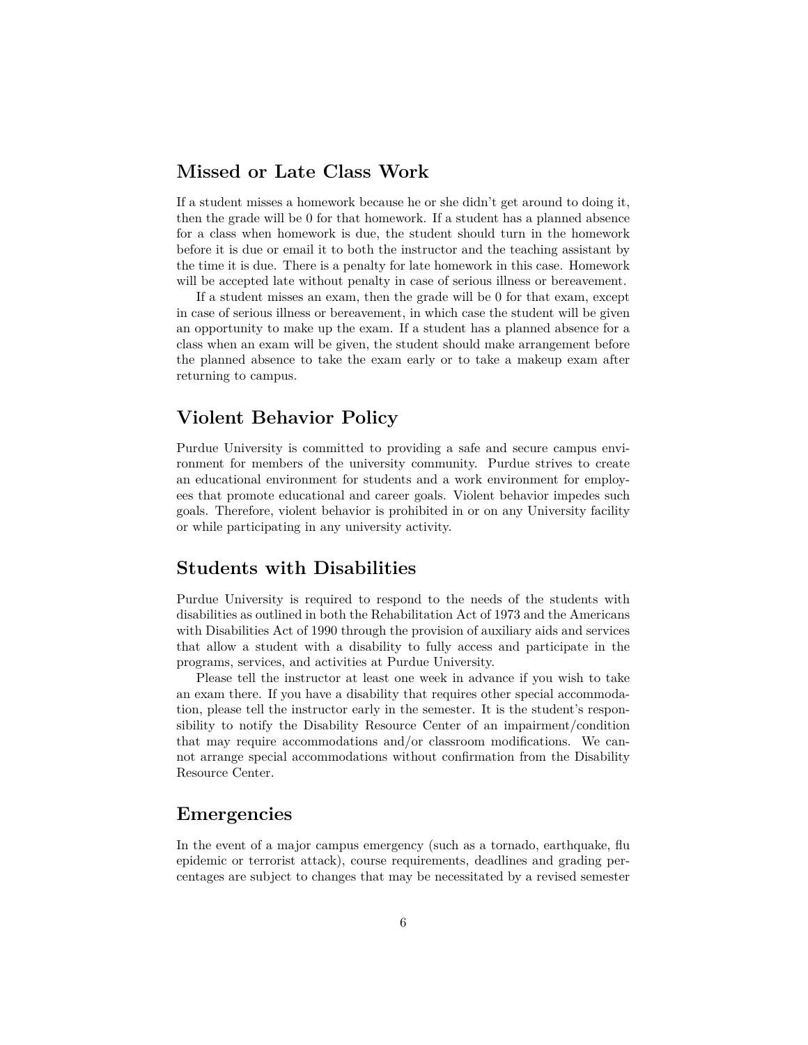## Missed or Late Class Work

If a student misses a homework because he or she didn't get around to doing it, then the grade will be 0 for that homework. If a student has a planned absence for a class when homework is due, the student should turn in the homework before it is due or email it to both the instructor and the teaching assistant by the time it is due. There is a penalty for late homework in this case. Homework will be accepted late without penalty in case of serious illness or bereavement.

If a student misses an exam, then the grade will be 0 for that exam, except in case of serious illness or bereavement, in which case the student will be given an opportunity to make up the exam. If a student has a planned absence for a class when an exam will be given, the student should make arrangement before the planned absence to take the exam early or to take a makeup exam after returning to campus.

## Violent Behavior Policy

Purdue University is committed to providing a safe and secure campus environment for members of the university community. Purdue strives to create an educational environment for students and a work environment for employees that promote educational and career goals. Violent behavior impedes such goals. Therefore, violent behavior is prohibited in or on any University facility or while participating in any university activity.

## Students with Disabilities

Purdue University is required to respond to the needs of the students with disabilities as outlined in both the Rehabilitation Act of 1973 and the Americans with Disabilities Act of 1990 through the provision of auxiliary aids and services that allow a student with a disability to fully access and participate in the programs, services, and activities at Purdue University.

Please tell the instructor at least one week in advance if you wish to take an exam there. If you have a disability that requires other special accommodation, please tell the instructor early in the semester. It is the student's responsibility to notify the Disability Resource Center of an impairment/condition that may require accommodations and/or classroom modifications. We cannot arrange special accommodations without confirmation from the Disability Resource Center.

## Emergencies

In the event of a major campus emergency (such as a tornado, earthquake, flu epidemic or terrorist attack), course requirements, deadlines and grading percentages are subject to changes that may be necessitated by a revised semester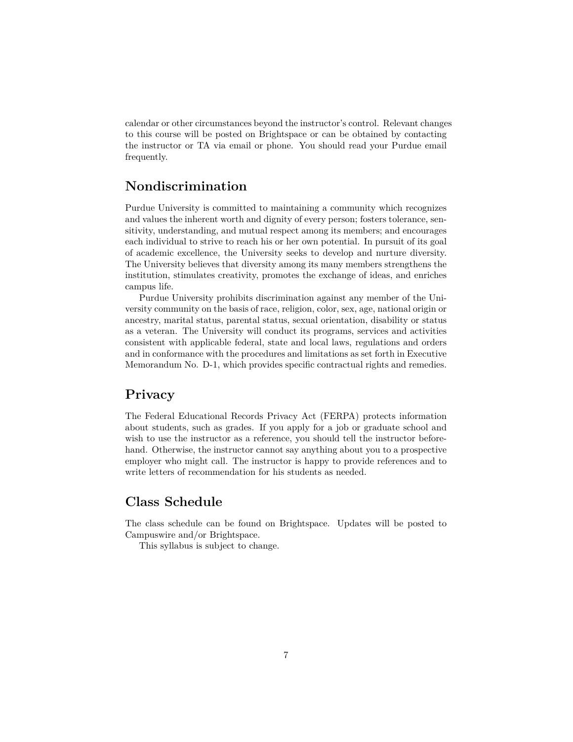calendar or other circumstances beyond the instructor's control. Relevant changes to this course will be posted on Brightspace or can be obtained by contacting the instructor or TA via email or phone. You should read your Purdue email frequently.

## Nondiscrimination

Purdue University is committed to maintaining a community which recognizes and values the inherent worth and dignity of every person; fosters tolerance, sensitivity, understanding, and mutual respect among its members; and encourages each individual to strive to reach his or her own potential. In pursuit of its goal of academic excellence, the University seeks to develop and nurture diversity. The University believes that diversity among its many members strengthens the institution, stimulates creativity, promotes the exchange of ideas, and enriches campus life.

Purdue University prohibits discrimination against any member of the University community on the basis of race, religion, color, sex, age, national origin or ancestry, marital status, parental status, sexual orientation, disability or status as a veteran. The University will conduct its programs, services and activities consistent with applicable federal, state and local laws, regulations and orders and in conformance with the procedures and limitations as set forth in Executive Memorandum No. D-1, which provides specific contractual rights and remedies.

## Privacy

The Federal Educational Records Privacy Act (FERPA) protects information about students, such as grades. If you apply for a job or graduate school and wish to use the instructor as a reference, you should tell the instructor beforehand. Otherwise, the instructor cannot say anything about you to a prospective employer who might call. The instructor is happy to provide references and to write letters of recommendation for his students as needed.

## Class Schedule

The class schedule can be found on Brightspace. Updates will be posted to Campuswire and/or Brightspace.

This syllabus is subject to change.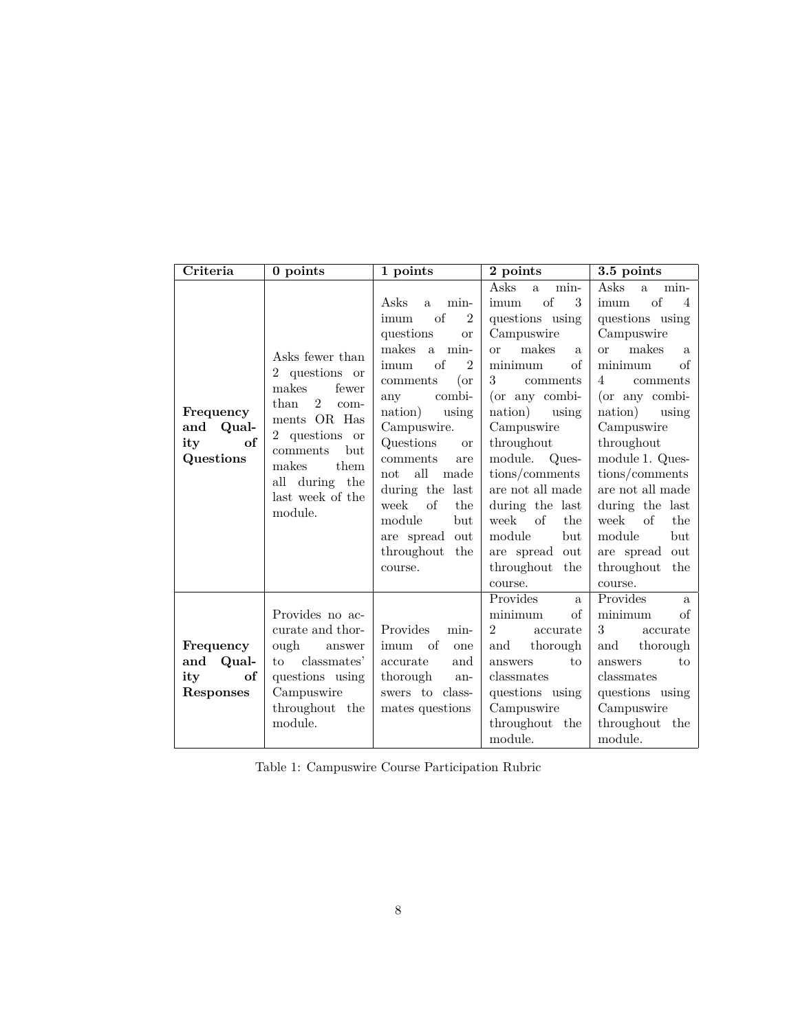| Criteria | 0 points | 1 points | 2 points | 3.5 points |
| --- | --- | --- | --- | --- |
| **Frequency and Quality of Questions** | Asks fewer than 2 questions or makes fewer than 2 comments OR Has 2 questions or comments but makes them all during the last week of the module. | Asks a minimum of 2 questions or makes a minimum of 2 comments (or any combination) using Campuswire. Questions or comments are not all made during the last week of the module but are spread out throughout the course. | Asks a minimum of 3 questions using Campuswire or makes a minimum of 3 comments (or any combination) using Campuswire throughout module. Questions/comments are not all made during the last week of the module but are spread out throughout the course. | Asks a minimum of 4 questions using Campuswire or makes a minimum of 4 comments (or any combination) using Campuswire throughout module 1. Questions/comments are not all made during the last week of the module but are spread out throughout the course. |
| **Frequency and Quality of Responses** | Provides no accurate and thorough answer to classmates' questions using Campuswire throughout the module. | Provides minimum of one accurate and thorough answers to classmates questions | Provides a minimum of 2 accurate and thorough answers to classmates questions using Campuswire throughout the module. | Provides a minimum of 3 accurate and thorough answers to classmates questions using Campuswire throughout the module. |

Table 1: Campuswire Course Participation Rubric